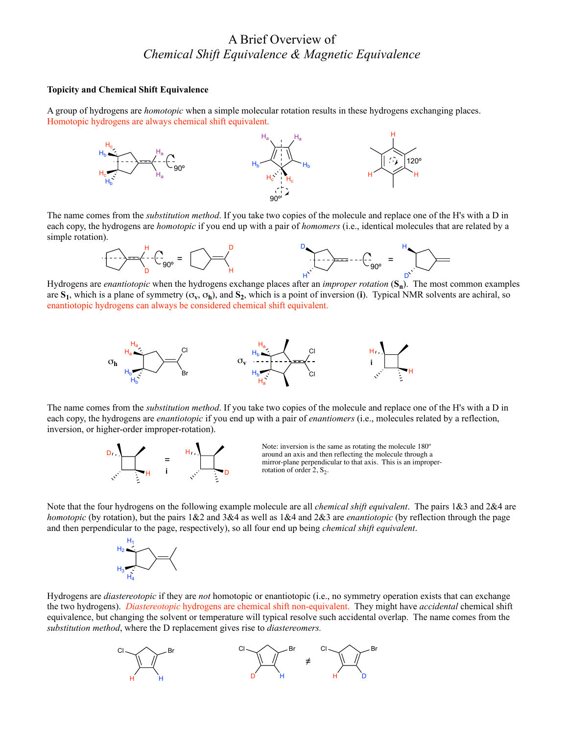# A Brief Overview of
# *Chemical Shift Equivalence & Magnetic Equivalence*

### Topicity and Chemical Shift Equivalence

A group of hydrogens are *homotopic* when a simple molecular rotation results in these hydrogens exchanging places. Homotopic hydrogens are always chemical shift equivalent.

The name comes from the *substitution method*. If you take two copies of the molecule and replace one of the H's with a D in each copy, the hydrogens are *homotopic* if you end up with a pair of *homomers* (i.e., identical molecules that are related by a simple rotation).

Hydrogens are *enantiotopic* when the hydrogens exchange places after an *improper rotation* (**$S_n$**). The most common examples are **$S_1$**, which is a plane of symmetry ($\sigma_v$, $\sigma_h$), and **$S_2$**, which is a point of inversion (**i**). Typical NMR solvents are achiral, so enantiotopic hydrogens can always be considered chemical shift equivalent.

The name comes from the *substitution method*. If you take two copies of the molecule and replace one of the H's with a D in each copy, the hydrogens are *enantiotopic* if you end up with a pair of *enantiomers* (i.e., molecules related by a reflection, inversion, or higher-order improper-rotation).

Note: inversion is the same as rotating the molecule 180° around an axis and then reflecting the molecule through a mirror-plane perpendicular to that axis. This is an improper-rotation of order 2, $S_2$.

Note that the four hydrogens on the following example molecule are all *chemical shift equivalent*. The pairs 1&3 and 2&4 are *homotopic* (by rotation), but the pairs 1&2 and 3&4 as well as 1&4 and 2&3 are *enantiotopic* (by reflection through the page and then perpendicular to the page, respectively), so all four end up being *chemical shift equivalent*.

Hydrogens are *diastereotopic* if they are *not* homotopic or enantiotopic (i.e., no symmetry operation exists that can exchange the two hydrogens). *Diastereotopic* hydrogens are chemical shift non-equivalent. They might have *accidental* chemical shift equivalence, but changing the solvent or temperature will typical resolve such accidental overlap. The name comes from the *substitution method*, where the D replacement gives rise to *diastereomers.*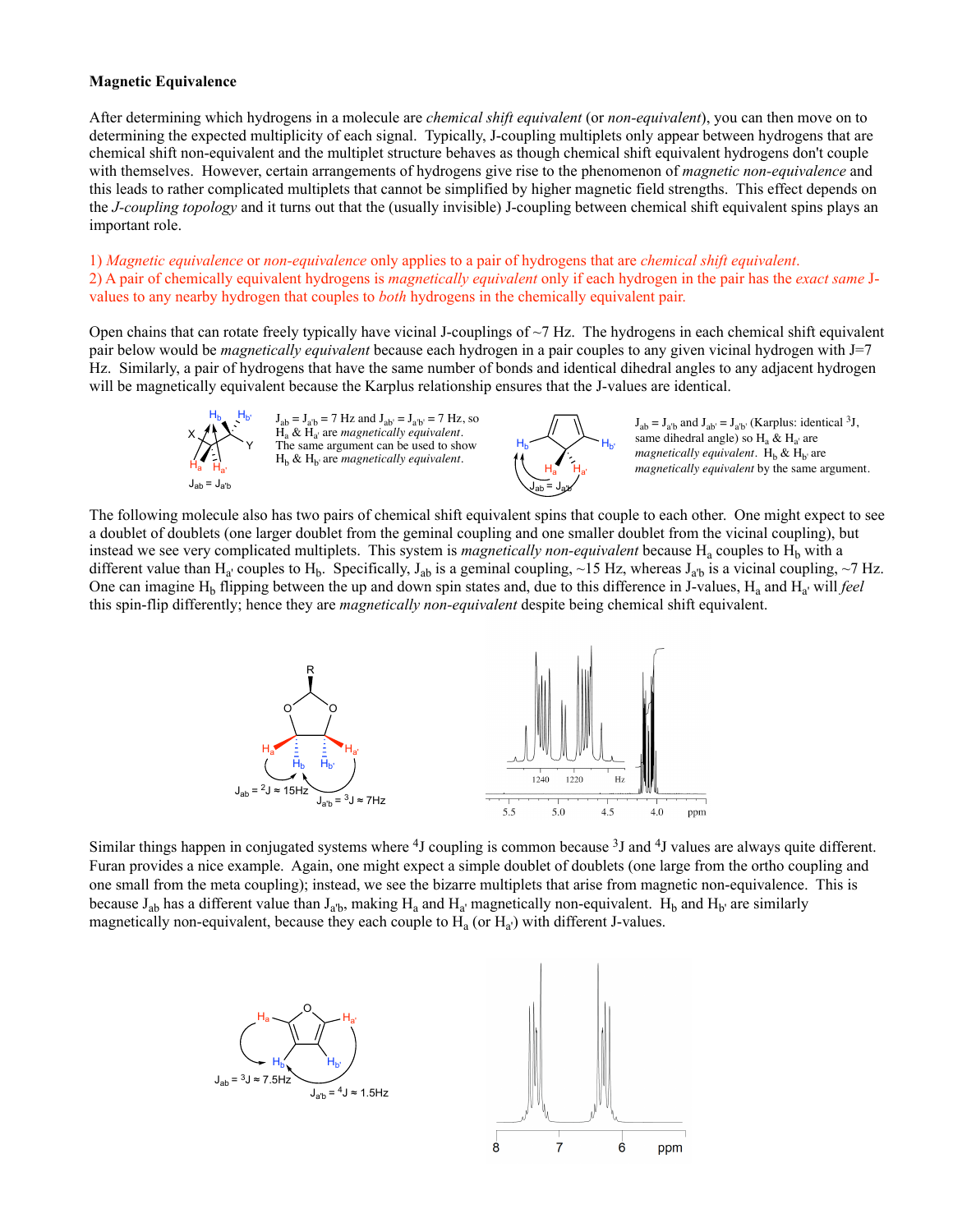**Magnetic Equivalence**

After determining which hydrogens in a molecule are *chemical shift equivalent* (or *non-equivalent*), you can then move on to determining the expected multiplicity of each signal. Typically, J-coupling multiplets only appear between hydrogens that are chemical shift non-equivalent and the multiplet structure behaves as though chemical shift equivalent hydrogens don't couple with themselves. However, certain arrangements of hydrogens give rise to the phenomenon of *magnetic non-equivalence* and this leads to rather complicated multiplets that cannot be simplified by higher magnetic field strengths. This effect depends on the *J-coupling topology* and it turns out that the (usually invisible) J-coupling between chemical shift equivalent spins plays an important role.

1) *Magnetic equivalence* or *non-equivalence* only applies to a pair of hydrogens that are *chemical shift equivalent*.
2) A pair of chemically equivalent hydrogens is *magnetically equivalent* only if each hydrogen in the pair has the *exact same* J-values to any nearby hydrogen that couples to *both* hydrogens in the chemically equivalent pair.

Open chains that can rotate freely typically have vicinal J-couplings of ~7 Hz. The hydrogens in each chemical shift equivalent pair below would be *magnetically equivalent* because each hydrogen in a pair couples to any given vicinal hydrogen with J=7 Hz. Similarly, a pair of hydrogens that have the same number of bonds and identical dihedral angles to any adjacent hydrogen will be magnetically equivalent because the Karplus relationship ensures that the J-values are identical.

$J_{ab} = J_{a'b} = 7$ Hz and $J_{ab'} = J_{a'b'} = 7$ Hz, so $H_a$ & $H_{a'}$ are *magnetically equivalent*. The same argument can be used to show $H_b$ & $H_{b'}$ are *magnetically equivalent*.

$J_{ab} = J_{a'b}$ and $J_{ab'} = J_{a'b'}$ (Karplus: identical $^3J$, same dihedral angle) so $H_a$ & $H_{a'}$ are *magnetically equivalent*. $H_b$ & $H_{b'}$ are *magnetically equivalent* by the same argument.

The following molecule also has two pairs of chemical shift equivalent spins that couple to each other. One might expect to see a doublet of doublets (one larger doublet from the geminal coupling and one smaller doublet from the vicinal coupling), but instead we see very complicated multiplets. This system is *magnetically non-equivalent* because $H_a$ couples to $H_b$ with a different value than $H_{a'}$ couples to $H_b$. Specifically, $J_{ab}$ is a geminal coupling, ~15 Hz, whereas $J_{a'b}$ is a vicinal coupling, ~7 Hz. One can imagine $H_b$ flipping between the up and down spin states and, due to this difference in J-values, $H_a$ and $H_{a'}$ will *feel* this spin-flip differently; hence they are *magnetically non-equivalent* despite being chemical shift equivalent.

$J_{ab} = {}^2J \approx 15$Hz, $J_{a'b} = {}^3J \approx 7$Hz

Similar things happen in conjugated systems where $^4J$ coupling is common because $^3J$ and $^4J$ values are always quite different. Furan provides a nice example. Again, one might expect a simple doublet of doublets (one large from the ortho coupling and one small from the meta coupling); instead, we see the bizarre multiplets that arise from magnetic non-equivalence. This is because $J_{ab}$ has a different value than $J_{a'b}$, making $H_a$ and $H_{a'}$ magnetically non-equivalent. $H_b$ and $H_{b'}$ are similarly magnetically non-equivalent, because they each couple to $H_a$ (or $H_{a'}$) with different J-values.

$J_{ab} = {}^3J \approx 7.5$Hz, $J_{a'b} = {}^4J \approx 1.5$Hz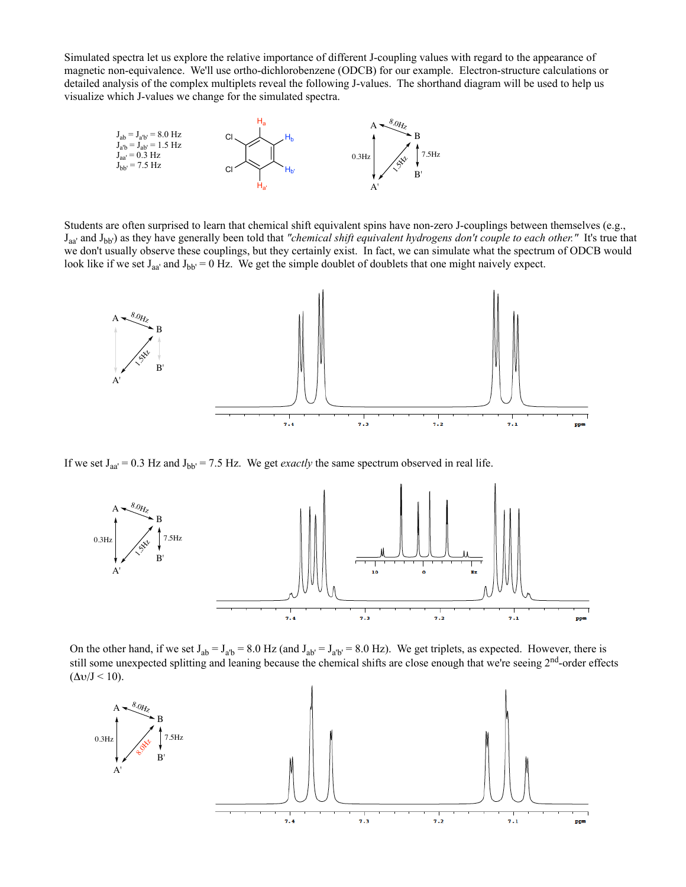Simulated spectra let us explore the relative importance of different J-coupling values with regard to the appearance of magnetic non-equivalence. We'll use ortho-dichlorobenzene (ODCB) for our example. Electron-structure calculations or detailed analysis of the complex multiplets reveal the following J-values. The shorthand diagram will be used to help us visualize which J-values we change for the simulated spectra.

$J_{ab} = J_{a'b'} = 8.0$ Hz
$J_{a'b} = J_{ab'} = 1.5$ Hz
$J_{aa'} = 0.3$ Hz
$J_{bb'} = 7.5$ Hz

Cl
Cl
$H_a$
$H_b$
$H_{b'}$
$H_{a'}$

A
B
A'
B'
8.0Hz
0.3Hz
1.5Hz
7.5Hz

Students are often surprised to learn that chemical shift equivalent spins have non-zero J-couplings between themselves (e.g., $J_{aa'}$ and $J_{bb'}$) as they have generally been told that *"chemical shift equivalent hydrogens don't couple to each other."* It's true that we don't usually observe these couplings, but they certainly exist. In fact, we can simulate what the spectrum of ODCB would look like if we set $J_{aa'}$ and $J_{bb'} = 0$ Hz. We get the simple doublet of doublets that one might naively expect.

A
B
A'
B'
8.0Hz
1.5Hz

7.4
7.3
7.2
7.1
ppm

If we set $J_{aa'} = 0.3$ Hz and $J_{bb'} = 7.5$ Hz. We get *exactly* the same spectrum observed in real life.

A
B
A'
B'
8.0Hz
0.3Hz
1.5Hz
7.5Hz

10
0
Hz

7.4
7.3
7.2
7.1
ppm

On the other hand, if we set $J_{ab} = J_{a'b} = 8.0$ Hz (and $J_{ab'} = J_{a'b'} = 8.0$ Hz). We get triplets, as expected. However, there is still some unexpected splitting and leaning because the chemical shifts are close enough that we're seeing 2$^{nd}$-order effects ($\Delta\upsilon/J < 10$).

A
B
A'
B'
8.0Hz
0.3Hz
8.0Hz
7.5Hz

7.4
7.3
7.2
7.1
ppm